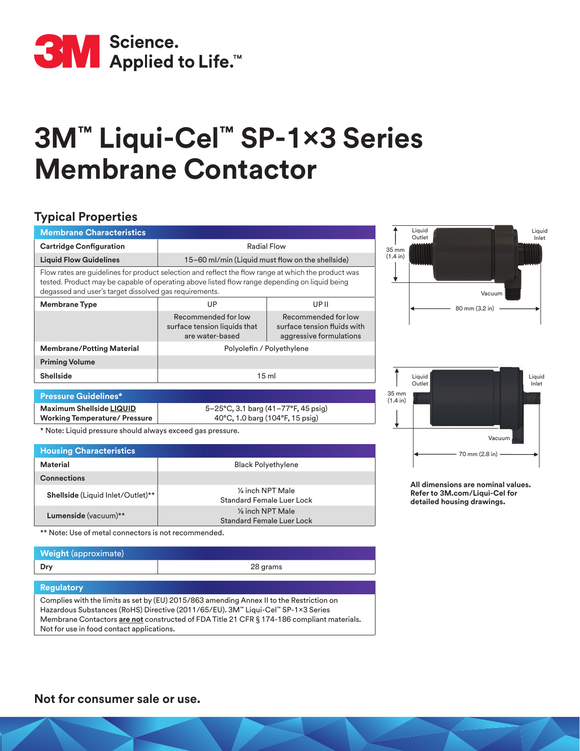# 3M™ Liqui-Cel™ SP-1×3 Series Membrane Contactor

## Typical Properties

| Membrane Characteristics | | |
|---|---|---|
| **Cartridge Configuration** | Radial Flow | |
| **Liquid Flow Guidelines** | 15–60 ml/min (Liquid must flow on the shellside) | |
| Flow rates are guidelines for product selection and reflect the flow range at which the product was tested. Product may be capable of operating above listed flow range depending on liquid being degassed and user's target dissolved gas requirements. | | |
| **Membrane Type** | UP | UP II |
| | Recommended for low surface tension liquids that are water-based | Recommended for low surface tension fluids with aggressive formulations |
| **Membrane/Potting Material** | Polyolefin / Polyethylene | |
| **Priming Volume** | | |
| **Shellside** | 15 ml | |

| Pressure Guidelines* | |
|---|---|
| **Maximum Shellside LIQUID Working Temperature/ Pressure** | 5–25°C, 3.1 barg (41–77°F, 45 psig)<br>40°C, 1.0 barg (104°F, 15 psig) |

\* Note: Liquid pressure should always exceed gas pressure.

| Housing Characteristics | |
|---|---|
| **Material** | Black Polyethylene |
| **Connections** | |
| **Shellside** (Liquid Inlet/Outlet)** | ¼ inch NPT Male<br>Standard Female Luer Lock |
| **Lumenside** (vacuum)** | ⅛ inch NPT Male<br>Standard Female Luer Lock |

** Note: Use of metal connectors is not recommended.

| Weight (approximate) | |
|---|---|
| **Dry** | 28 grams |

**Regulatory**

Complies with the limits as set by (EU) 2015/863 amending Annex II to the Restriction on Hazardous Substances (RoHS) Directive (2011/65/EU). 3M™ Liqui-Cel™ SP-1×3 Series Membrane Contactors **are not** constructed of FDA Title 21 CFR § 174-186 compliant materials. Not for use in food contact applications.

Liquid Outlet — Liquid Inlet — Vacuum — 35 mm (1.4 in) — 80 mm (3.2 in)

Liquid Outlet — Liquid Inlet — Vacuum — 35 mm (1.4 in) — 70 mm (2.8 in)

**All dimensions are nominal values. Refer to 3M.com/Liqui-Cel for detailed housing drawings.**

**Not for consumer sale or use.**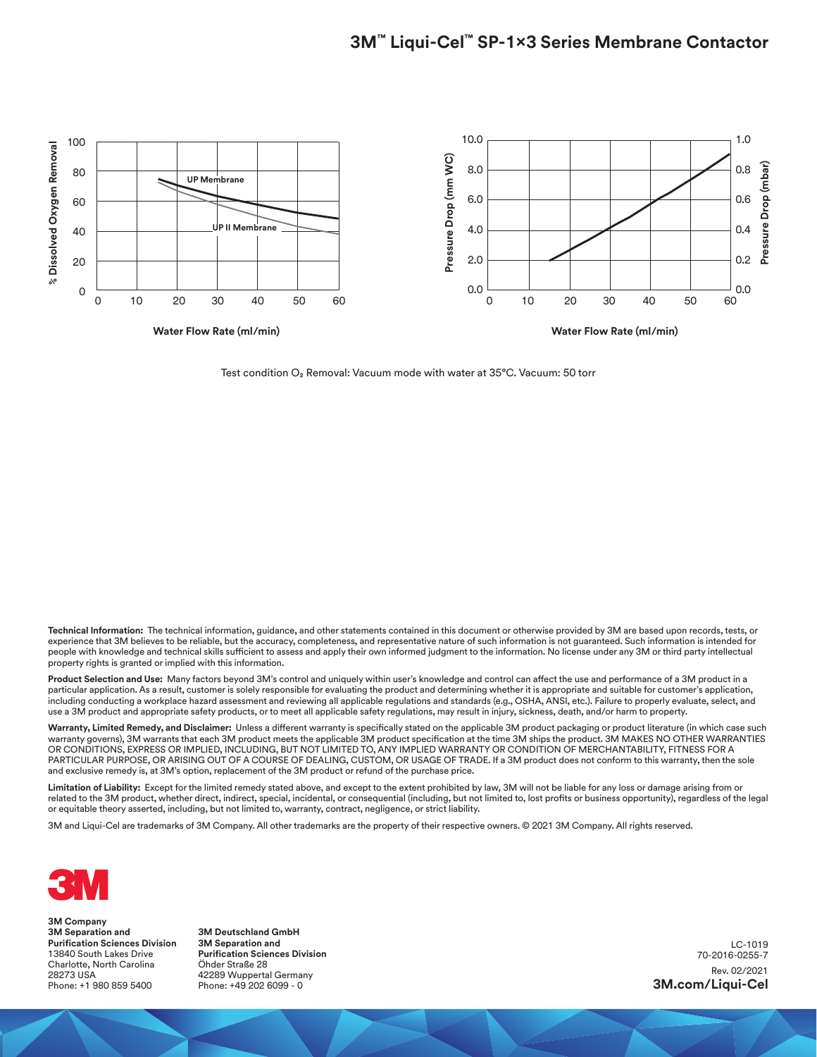# 3M™ Liqui-Cel™ SP-1×3 Series Membrane Contactor

% Dissolved Oxygen Removal

100
80
60
40
20
0

0 10 20 30 40 50 60

UP Membrane

UP II Membrane

Water Flow Rate (ml/min)

Pressure Drop (mm WC)

10.0
8.0
6.0
4.0
2.0
0.0

Pressure Drop (mbar)

1.0
0.8
0.6
0.4
0.2
0.0

0 10 20 30 40 50 60

Water Flow Rate (ml/min)

Test condition $O_2$ Removal: Vacuum mode with water at 35°C. Vacuum: 50 torr

**Technical Information:** The technical information, guidance, and other statements contained in this document or otherwise provided by 3M are based upon records, tests, or experience that 3M believes to be reliable, but the accuracy, completeness, and representative nature of such information is not guaranteed. Such information is intended for people with knowledge and technical skills sufficient to assess and apply their own informed judgment to the information. No license under any 3M or third party intellectual property rights is granted or implied with this information.

**Product Selection and Use:** Many factors beyond 3M's control and uniquely within user's knowledge and control can affect the use and performance of a 3M product in a particular application. As a result, customer is solely responsible for evaluating the product and determining whether it is appropriate and suitable for customer's application, including conducting a workplace hazard assessment and reviewing all applicable regulations and standards (e.g., OSHA, ANSI, etc.). Failure to properly evaluate, select, and use a 3M product and appropriate safety products, or to meet all applicable safety regulations, may result in injury, sickness, death, and/or harm to property.

**Warranty, Limited Remedy, and Disclaimer:** Unless a different warranty is specifically stated on the applicable 3M product packaging or product literature (in which case such warranty governs), 3M warrants that each 3M product meets the applicable 3M product specification at the time 3M ships the product. 3M MAKES NO OTHER WARRANTIES OR CONDITIONS, EXPRESS OR IMPLIED, INCLUDING, BUT NOT LIMITED TO, ANY IMPLIED WARRANTY OR CONDITION OF MERCHANTABILITY, FITNESS FOR A PARTICULAR PURPOSE, OR ARISING OUT OF A COURSE OF DEALING, CUSTOM, OR USAGE OF TRADE. If a 3M product does not conform to this warranty, then the sole and exclusive remedy is, at 3M's option, replacement of the 3M product or refund of the purchase price.

**Limitation of Liability:** Except for the limited remedy stated above, and except to the extent prohibited by law, 3M will not be liable for any loss or damage arising from or related to the 3M product, whether direct, indirect, special, incidental, or consequential (including, but not limited to, lost profits or business opportunity), regardless of the legal or equitable theory asserted, including, but not limited to, warranty, contract, negligence, or strict liability.

3M and Liqui-Cel are trademarks of 3M Company. All other trademarks are the property of their respective owners. © 2021 3M Company. All rights reserved.

**3M Company**
**3M Separation and Purification Sciences Division**
13840 South Lakes Drive
Charlotte, North Carolina
28273 USA
Phone: +1 980 859 5400

**3M Deutschland GmbH**
**3M Separation and Purification Sciences Division**
Öhder Straße 28
42289 Wuppertal Germany
Phone: +49 202 6099 - 0

LC-1019
70-2016-0255-7
Rev. 02/2021
**3M.com/Liqui-Cel**